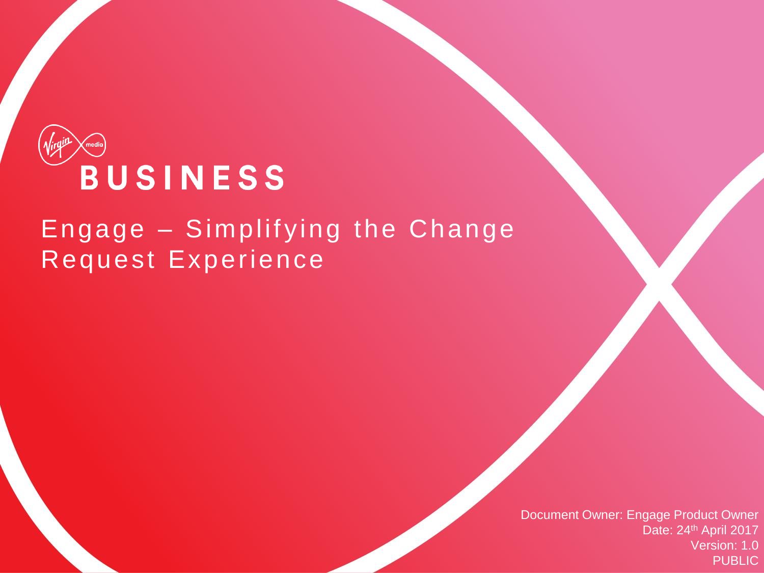Virgin media

**BUSINESS**

# Engage – Simplifying the Change Request Experience

Document Owner: Engage Product Owner
Date: 24th April 2017
Version: 1.0
PUBLIC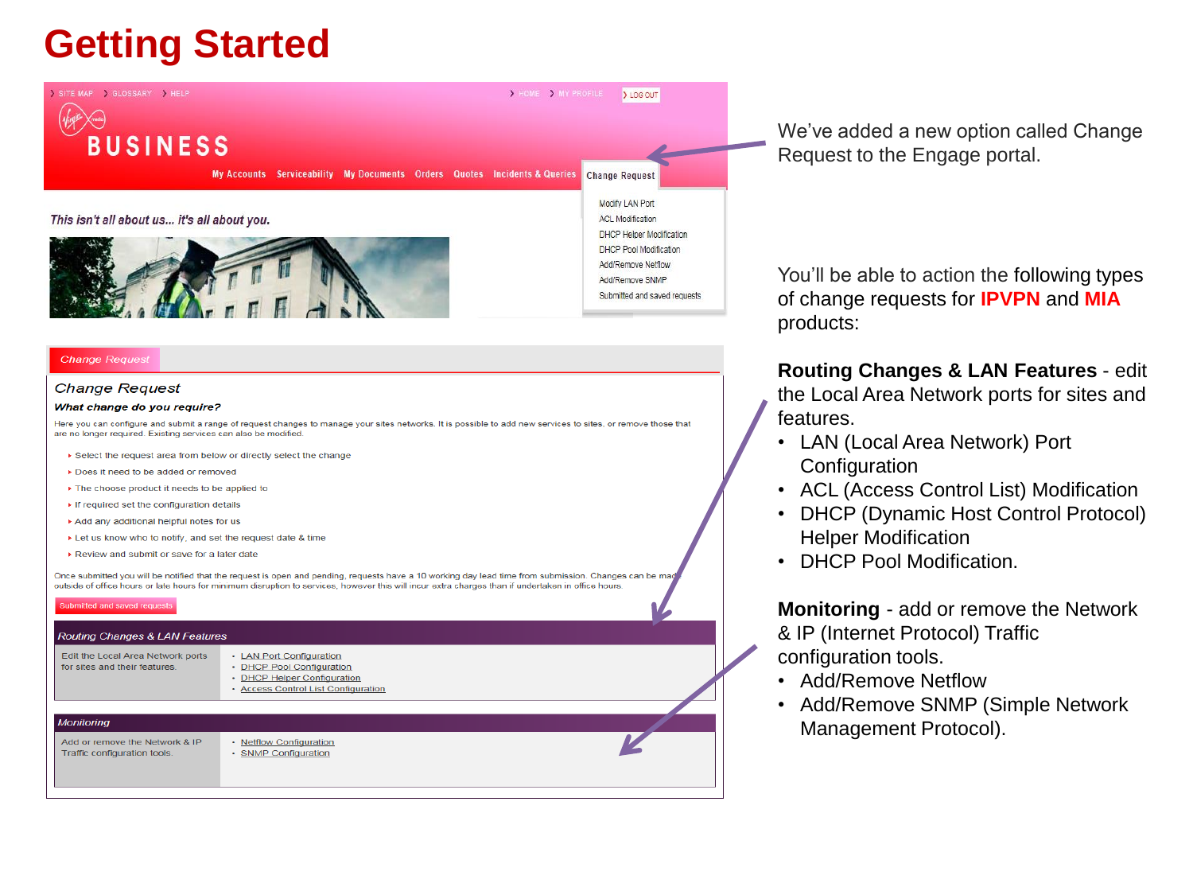# Getting Started

SITE MAP › GLOSSARY › HELP › HOME › MY PROFILE › LOG OUT

BUSINESS

My Accounts | Serviceability | My Documents | Orders | Quotes | Incidents & Queries | Change Request

- Modify LAN Port
- ACL Modification
- DHCP Helper Modification
- DHCP Pool Modification
- Add/Remove Netflow
- Add/Remove SNMP
- Submitted and saved requests

*This isn't all about us... it's all about you.*

*Change Request*

## *Change Request*

***What change do you require?***

Here you can configure and submit a range of request changes to manage your sites networks. It is possible to add new services to sites, or remove those that are no longer required. Existing services can also be modified.

- Select the request area from below or directly select the change
- Does it need to be added or removed
- The choose product it needs to be applied to
- If required set the configuration details
- Add any additional helpful notes for us
- Let us know who to notify, and set the request date & time
- Review and submit or save for a later date

Once submitted you will be notified that the request is open and pending, requests have a 10 working day lead time from submission. Changes can be made outside of office hours or late hours for minimum disruption to services, however this will incur extra charges than if undertaken in office hours.

Submitted and saved requests

*Routing Changes & LAN Features*

| Edit the Local Area Network ports for sites and their features. | • LAN Port Configuration<br>• DHCP Pool Configuration<br>• DHCP Helper Configuration<br>• Access Control List Configuration |
|---|---|

*Monitoring*

| Add or remove the Network & IP Traffic configuration tools. | • Netflow Configuration<br>• SNMP Configuration |
|---|---|

We've added a new option called Change Request to the Engage portal.

You'll be able to action the following types of change requests for **IPVPN** and **MIA** products:

**Routing Changes & LAN Features** - edit the Local Area Network ports for sites and features.

- LAN (Local Area Network) Port Configuration
- ACL (Access Control List) Modification
- DHCP (Dynamic Host Control Protocol) Helper Modification
- DHCP Pool Modification.

**Monitoring** - add or remove the Network & IP (Internet Protocol) Traffic configuration tools.

- Add/Remove Netflow
- Add/Remove SNMP (Simple Network Management Protocol).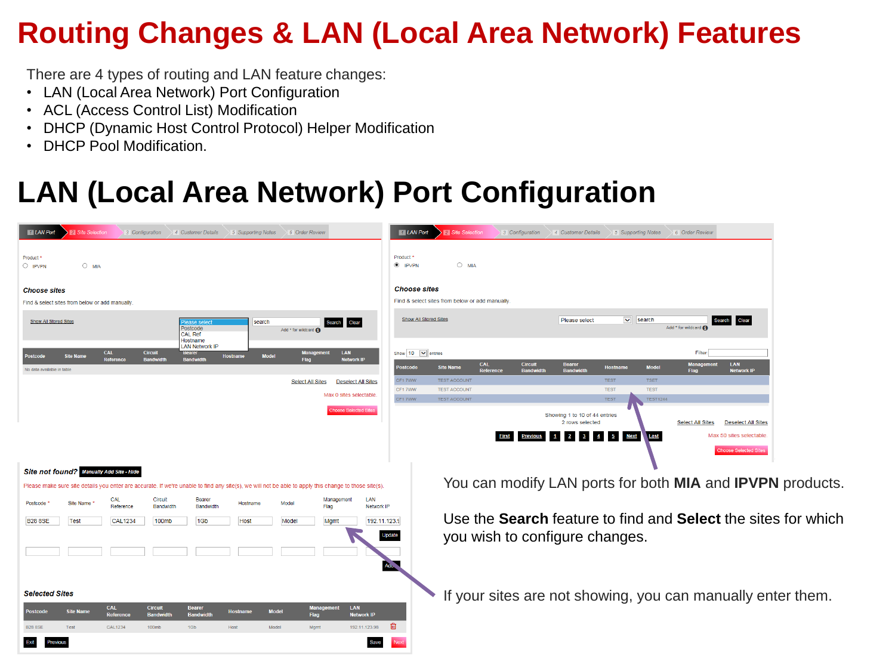# Routing Changes & LAN (Local Area Network) Features

There are 4 types of routing and LAN feature changes:

- LAN (Local Area Network) Port Configuration
- ACL (Access Control List) Modification
- DHCP (Dynamic Host Control Protocol) Helper Modification
- DHCP Pool Modification.

# LAN (Local Area Network) Port Configuration

You can modify LAN ports for both **MIA** and **IPVPN** products.

Use the **Search** feature to find and **Select** the sites for which you wish to configure changes.

If your sites are not showing, you can manually enter them.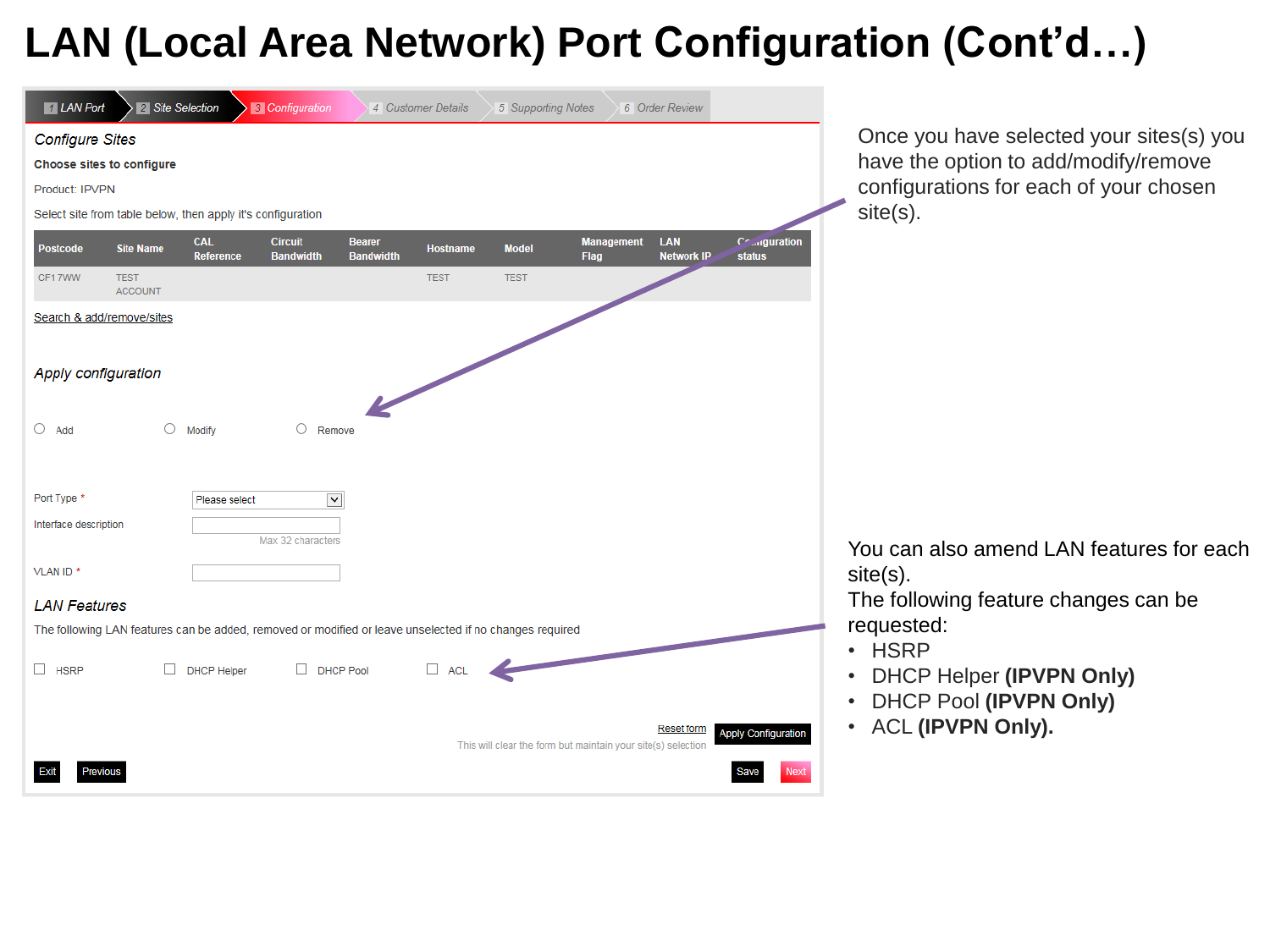# LAN (Local Area Network) Port Configuration (Cont'd…)

1 LAN Port | 2 Site Selection | 3 Configuration | 4 Customer Details | 5 Supporting Notes | 6 Order Review

*Configure Sites*

**Choose sites to configure**

Product: IPVPN

Select site from table below, then apply it's configuration

| Postcode | Site Name | CAL Reference | Circuit Bandwidth | Bearer Bandwidth | Hostname | Model | Management Flag | LAN Network IP | Configuration status |
|---|---|---|---|---|---|---|---|---|---|
| CF1 7WW | TEST ACCOUNT | | | | TEST | TEST | | | |

Search & add/remove/sites

*Apply configuration*

○ Add ○ Modify ○ Remove

Port Type * Please select

Interface description (Max 32 characters)

VLAN ID *

*LAN Features*

The following LAN features can be added, removed or modified or leave unselected if no changes required

☐ HSRP ☐ DHCP Helper ☐ DHCP Pool ☐ ACL

Reset form | Apply Configuration

This will clear the form but maintain your site(s) selection

Exit | Previous | Save | Next

Once you have selected your sites(s) you have the option to add/modify/remove configurations for each of your chosen site(s).

You can also amend LAN features for each site(s).
The following feature changes can be requested:

- HSRP
- DHCP Helper **(IPVPN Only)**
- DHCP Pool **(IPVPN Only)**
- ACL **(IPVPN Only).**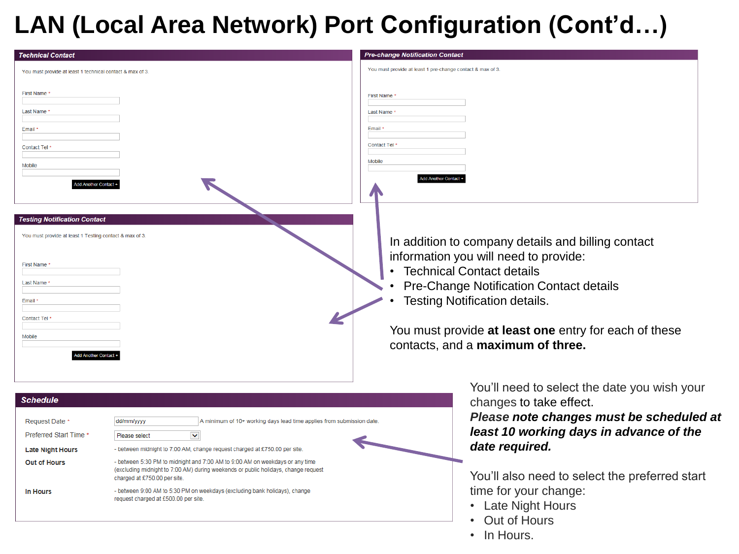# LAN (Local Area Network) Port Configuration (Cont'd…)

**Technical Contact**

You must provide at least 1 technical contact & max of 3.

First Name *

Last Name *

Email *

Contact Tel *

Mobile

Add Another Contact +

**Pre-change Notification Contact**

You must provide at least 1 pre-change contact & max of 3.

First Name *

Last Name *

Email *

Contact Tel *

Mobile

Add Another Contact +

**Testing Notification Contact**

You must provide at least 1 Testing contact & max of 3.

First Name *

Last Name *

Email *

Contact Tel *

Mobile

Add Another Contact +

In addition to company details and billing contact information you will need to provide:

- Technical Contact details
- Pre-Change Notification Contact details
- Testing Notification details.

You must provide **at least one** entry for each of these contacts, and a **maximum of three.**

**Schedule**

Request Date * dd/mm/yyyy A minimum of 10+ working days lead time applies from submission date.

Preferred Start Time * Please select

**Late Night Hours** - between midnight to 7:00 AM, change request charged at £750.00 per site.

**Out of Hours** - between 5:30 PM to midnight and 7:00 AM to 9:00 AM on weekdays or any time (excluding midnight to 7:00 AM) during weekends or public holidays, change request charged at £750.00 per site.

**In Hours** - between 9:00 AM to 5:30 PM on weekdays (excluding bank holidays), change request charged at £500.00 per site.

You'll need to select the date you wish your changes to take effect.

***Please note changes must be scheduled at least 10 working days in advance of the date required.***

You'll also need to select the preferred start time for your change:

- Late Night Hours
- Out of Hours
- In Hours.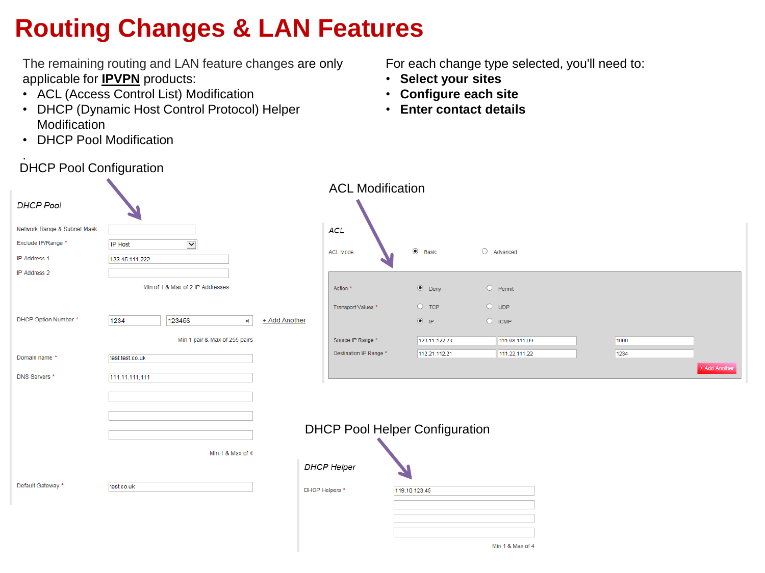# Routing Changes & LAN Features

The remaining routing and LAN feature changes are only applicable for **IPVPN** products:

- ACL (Access Control List) Modification
- DHCP (Dynamic Host Control Protocol) Helper Modification
- DHCP Pool Modification

For each change type selected, you'll need to:

- **Select your sites**
- **Configure each site**
- **Enter contact details**

## DHCP Pool Configuration

*DHCP Pool*

| Field | Value |
| --- | --- |
| Network Range & Subnet Mask | |
| Exclude IP/Range * | IP Host |
| IP Address 1 | 123.45.111.222 |
| IP Address 2 | |
| | Min of 1 & Max of 2 IP Addresses |
| DHCP Option Number * | 1234 / 123456 — + Add Another |
| | Min 1 pair & Max of 255 pairs |
| Domain name * | test.test.co.uk |
| DNS Servers * | 111.11.111.111 |
| | Min 1 & Max of 4 |
| Default Gateway * | test.co.uk |

## ACL Modification

*ACL*

| Field | Values | | |
| --- | --- | --- | --- |
| ACL Mode | Basic (selected) | Advanced | |
| Action * | Deny (selected) | Permit | |
| Transport Values * | TCP | UDP | |
| | IP (selected) | ICMP | |
| Source IP Range * | 123.11.122.23 | 111.08.111.09 | 1000 |
| Destination IP Range * | 112.21.112.21 | 111.22.111.22 | 1234 |

+ Add Another

## DHCP Pool Helper Configuration

*DHCP Helper*

| Field | Value |
| --- | --- |
| DHCP Helpers * | 119.10.123.45 |
| | Min 1 & Max of 4 |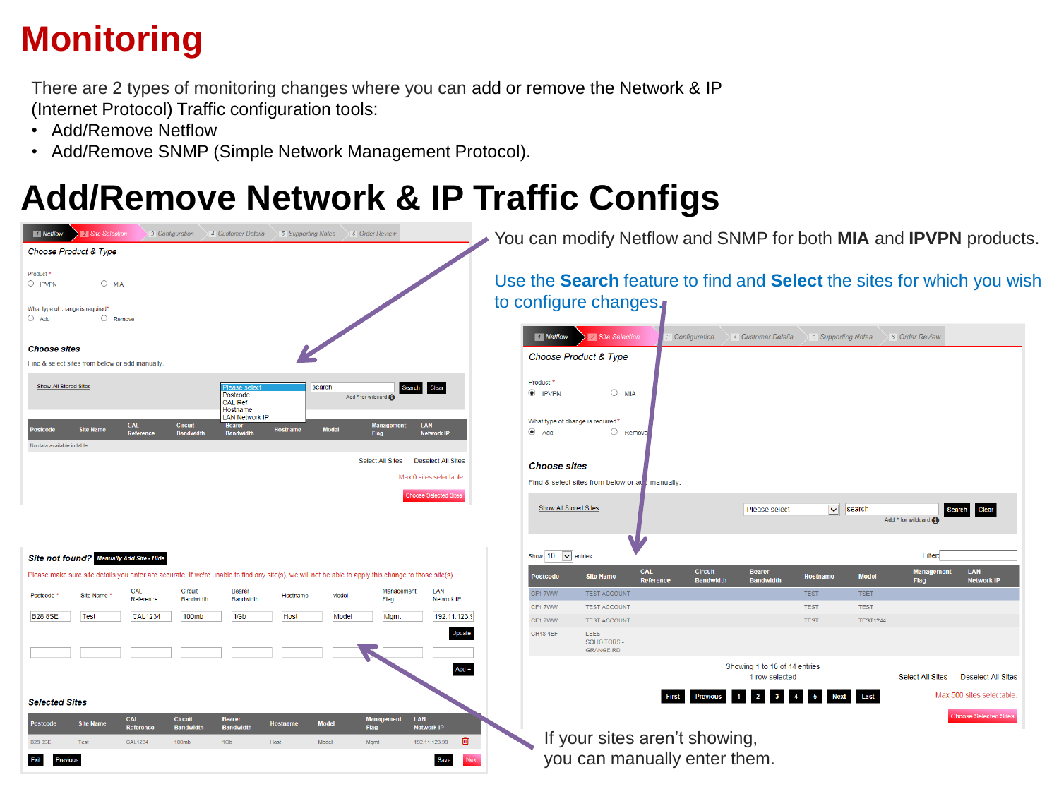# Monitoring

There are 2 types of monitoring changes where you can add or remove the Network & IP (Internet Protocol) Traffic configuration tools:

- Add/Remove Netflow
- Add/Remove SNMP (Simple Network Management Protocol).

# Add/Remove Network & IP Traffic Configs

You can modify Netflow and SNMP for both **MIA** and **IPVPN** products.

Use the **Search** feature to find and **Select** the sites for which you wish to configure changes.

If your sites aren't showing, you can manually enter them.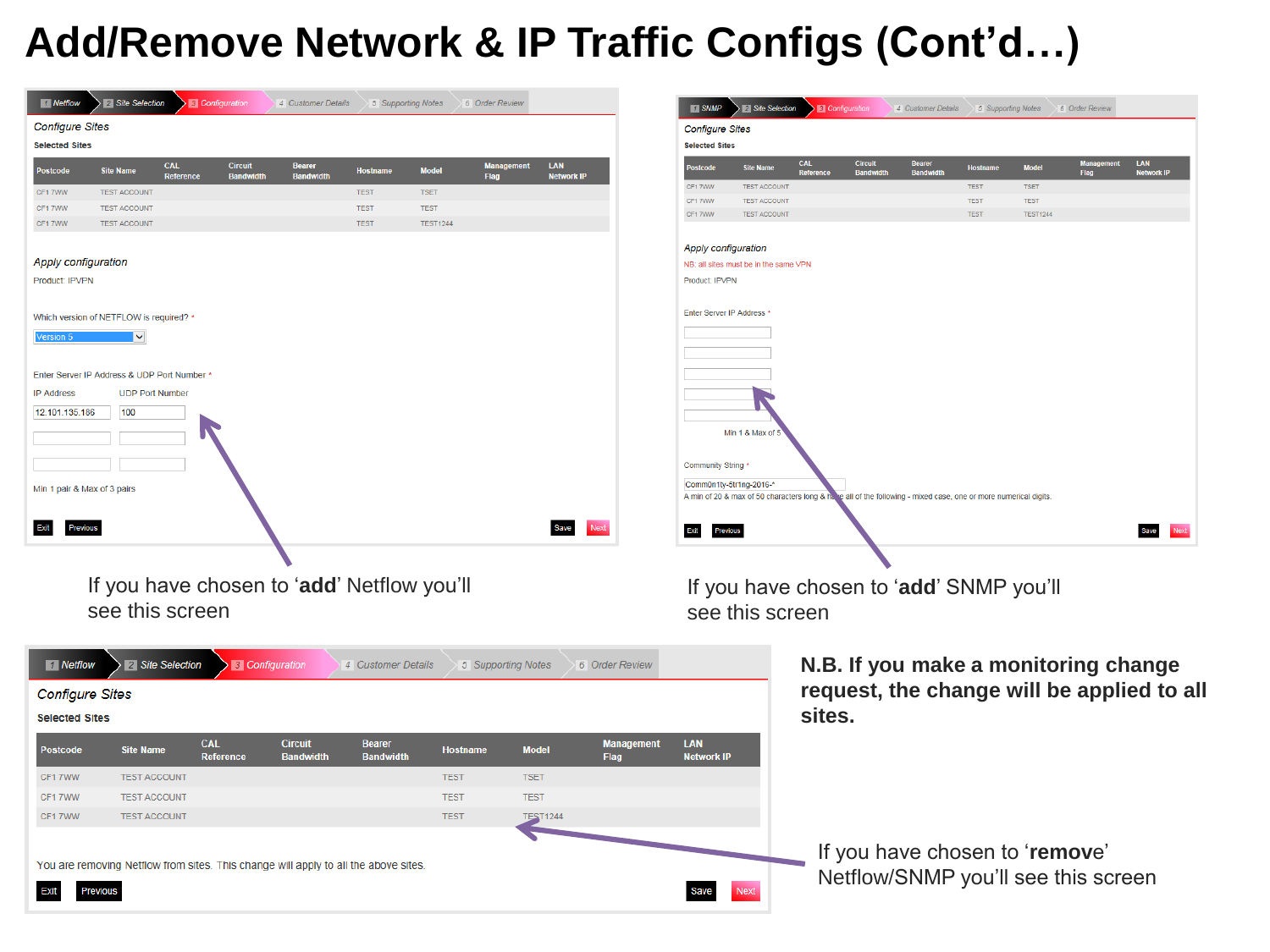# Add/Remove Network & IP Traffic Configs (Cont'd…)

1 Netflow | 2 Site Selection | 3 Configuration | 4 Customer Details | 5 Supporting Notes | 6 Order Review

*Configure Sites*

**Selected Sites**

| Postcode | Site Name | CAL Reference | Circuit Bandwidth | Bearer Bandwidth | Hostname | Model | Management Flag | LAN Network IP |
|---|---|---|---|---|---|---|---|---|
| CF1 7WW | TEST ACCOUNT | | | | TEST | TSET | | |
| CF1 7WW | TEST ACCOUNT | | | | TEST | TEST | | |
| CF1 7WW | TEST ACCOUNT | | | | TEST | TEST1244 | | |

*Apply configuration*

Product: IPVPN

Which version of NETFLOW is required? *

Version 5

Enter Server IP Address & UDP Port Number *

| IP Address | UDP Port Number |
|---|---|
| 12.101.135.186 | 100 |
| | |
| | |

Min 1 pair & Max of 3 pairs

Exit | Previous | Save | Next

If you have chosen to '**add**' Netflow you'll see this screen

1 SNMP | 2 Site Selection | 3 Configuration | 4 Customer Details | 5 Supporting Notes | 6 Order Review

*Configure Sites*

**Selected Sites**

| Postcode | Site Name | CAL Reference | Circuit Bandwidth | Bearer Bandwidth | Hostname | Model | Management Flag | LAN Network IP |
|---|---|---|---|---|---|---|---|---|
| CF1 7WW | TEST ACCOUNT | | | | TEST | TSET | | |
| CF1 7WW | TEST ACCOUNT | | | | TEST | TEST | | |
| CF1 7WW | TEST ACCOUNT | | | | TEST | TEST1244 | | |

*Apply configuration*

NB: all sites must be in the same VPN

Product: IPVPN

Enter Server IP Address *

Min 1 & Max of 5

Community String *

Comm0n1ty-Str1ng-2016-*

A min of 20 & max of 50 characters long & have all of the following - mixed case, one or more numerical digits.

Exit | Previous | Save | Next

If you have chosen to '**add**' SNMP you'll see this screen

1 Netflow | 2 Site Selection | 3 Configuration | 4 Customer Details | 5 Supporting Notes | 6 Order Review

*Configure Sites*

**Selected Sites**

| Postcode | Site Name | CAL Reference | Circuit Bandwidth | Bearer Bandwidth | Hostname | Model | Management Flag | LAN Network IP |
|---|---|---|---|---|---|---|---|---|
| CF1 7WW | TEST ACCOUNT | | | | TEST | TSET | | |
| CF1 7WW | TEST ACCOUNT | | | | TEST | TEST | | |
| CF1 7WW | TEST ACCOUNT | | | | TEST | TEST1244 | | |

You are removing Netflow from sites. This change will apply to all the above sites.

Exit | Previous | Save | Next

**N.B. If you make a monitoring change request, the change will be applied to all sites.**

If you have chosen to '**remove**' Netflow/SNMP you'll see this screen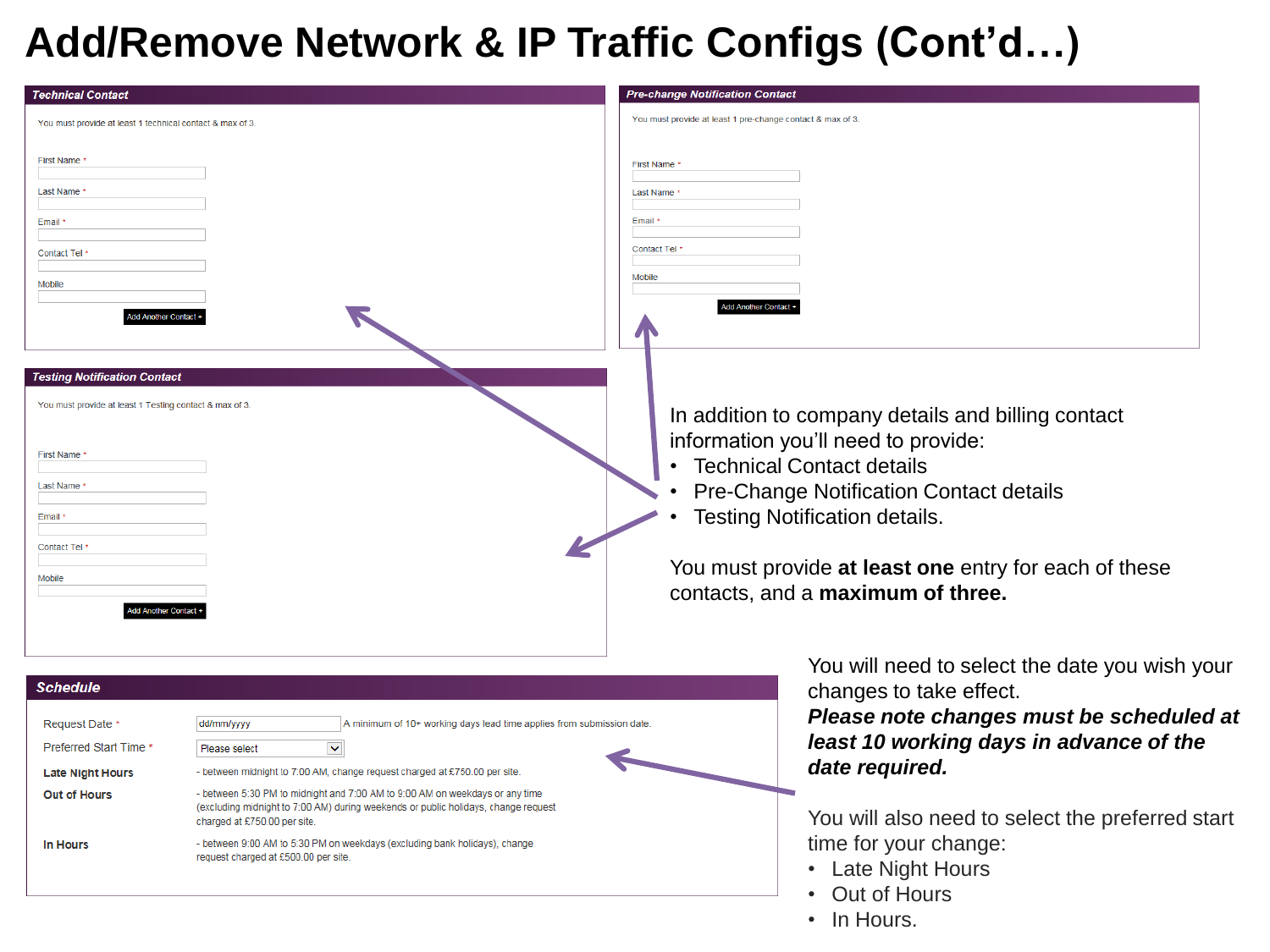# Add/Remove Network & IP Traffic Configs (Cont'd…)

**Technical Contact**

You must provide at least 1 technical contact & max of 3.

First Name *

Last Name *

Email *

Contact Tel *

Mobile

Add Another Contact +

**Pre-change Notification Contact**

You must provide at least 1 pre-change contact & max of 3.

First Name *

Last Name *

Email *

Contact Tel *

Mobile

Add Another Contact +

**Testing Notification Contact**

You must provide at least 1 Testing contact & max of 3.

First Name *

Last Name *

Email *

Contact Tel *

Mobile

Add Another Contact +

In addition to company details and billing contact information you'll need to provide:

- Technical Contact details
- Pre-Change Notification Contact details
- Testing Notification details.

You must provide **at least one** entry for each of these contacts, and a **maximum of three.**

**Schedule**

| | |
|---|---|
| Request Date * | dd/mm/yyyy — A minimum of 10+ working days lead time applies from submission date. |
| Preferred Start Time * | Please select |
| **Late Night Hours** | - between midnight to 7:00 AM, change request charged at £750.00 per site. |
| **Out of Hours** | - between 5:30 PM to midnight and 7:00 AM to 9:00 AM on weekdays or any time (excluding midnight to 7:00 AM) during weekends or public holidays, change request charged at £750.00 per site. |
| **In Hours** | - between 9:00 AM to 5:30 PM on weekdays (excluding bank holidays), change request charged at £500.00 per site. |

You will need to select the date you wish your changes to take effect.

***Please note changes must be scheduled at least 10 working days in advance of the date required.***

You will also need to select the preferred start time for your change:

- Late Night Hours
- Out of Hours
- In Hours.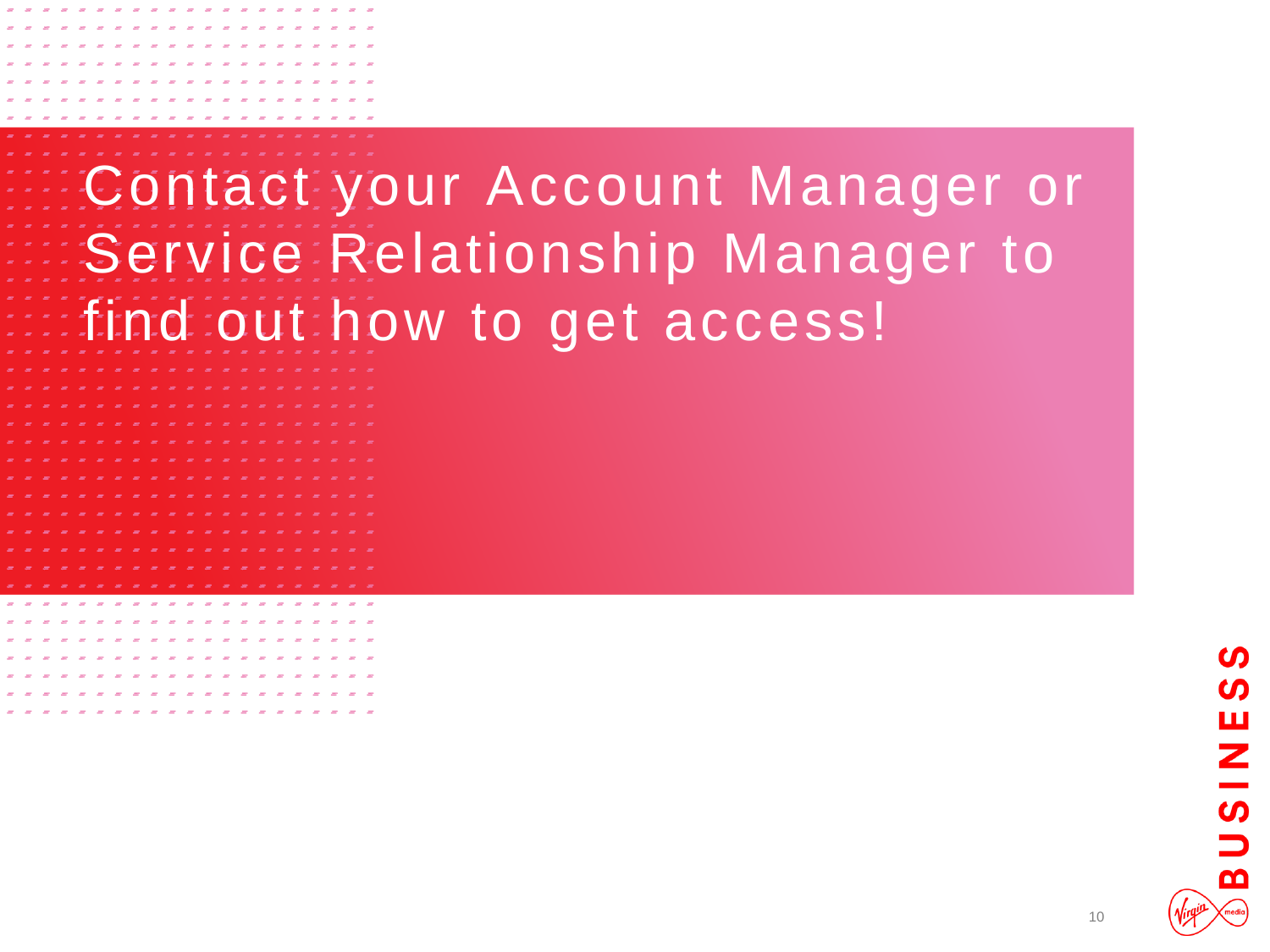# Contact your Account Manager or Service Relationship Manager to find out how to get access!